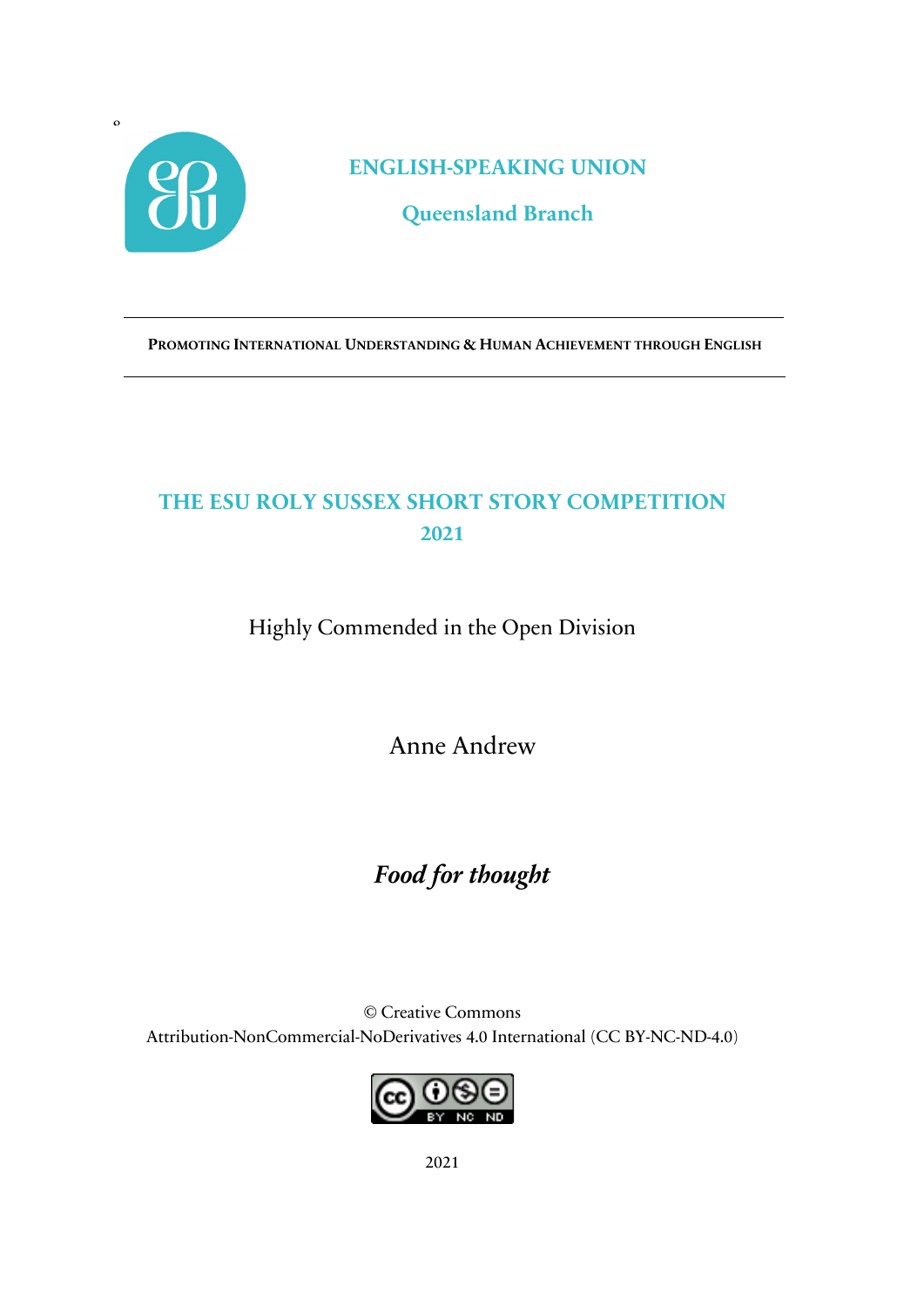**ENGLISH-SPEAKING UNION**

**Queensland Branch**

---

PROMOTING INTERNATIONAL UNDERSTANDING & HUMAN ACHIEVEMENT THROUGH ENGLISH

---

# THE ESU ROLY SUSSEX SHORT STORY COMPETITION 2021

Highly Commended in the Open Division

Anne Andrew

## *Food for thought*

© Creative Commons
Attribution-NonCommercial-NoDerivatives 4.0 International (CC BY-NC-ND-4.0)

2021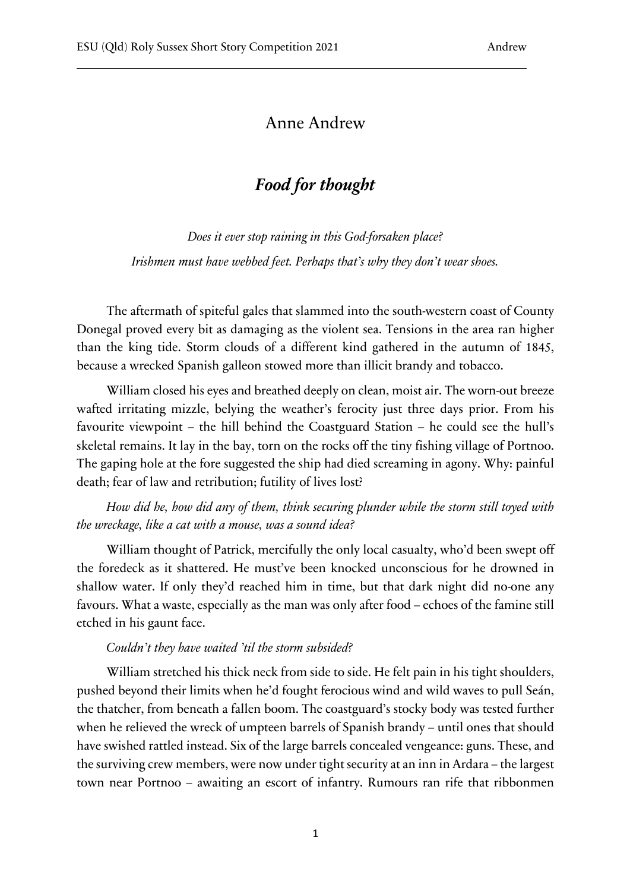# Anne Andrew

## *Food for thought*

*Does it ever stop raining in this God-forsaken place?*

*Irishmen must have webbed feet. Perhaps that's why they don't wear shoes.*

The aftermath of spiteful gales that slammed into the south-western coast of County Donegal proved every bit as damaging as the violent sea. Tensions in the area ran higher than the king tide. Storm clouds of a different kind gathered in the autumn of 1845, because a wrecked Spanish galleon stowed more than illicit brandy and tobacco.

William closed his eyes and breathed deeply on clean, moist air. The worn-out breeze wafted irritating mizzle, belying the weather's ferocity just three days prior. From his favourite viewpoint – the hill behind the Coastguard Station – he could see the hull's skeletal remains. It lay in the bay, torn on the rocks off the tiny fishing village of Portnoo. The gaping hole at the fore suggested the ship had died screaming in agony. Why: painful death; fear of law and retribution; futility of lives lost?

*How did he, how did any of them, think securing plunder while the storm still toyed with the wreckage, like a cat with a mouse, was a sound idea?*

William thought of Patrick, mercifully the only local casualty, who'd been swept off the foredeck as it shattered. He must've been knocked unconscious for he drowned in shallow water. If only they'd reached him in time, but that dark night did no-one any favours. What a waste, especially as the man was only after food – echoes of the famine still etched in his gaunt face.

*Couldn't they have waited 'til the storm subsided?*

William stretched his thick neck from side to side. He felt pain in his tight shoulders, pushed beyond their limits when he'd fought ferocious wind and wild waves to pull Seán, the thatcher, from beneath a fallen boom. The coastguard's stocky body was tested further when he relieved the wreck of umpteen barrels of Spanish brandy – until ones that should have swished rattled instead. Six of the large barrels concealed vengeance: guns. These, and the surviving crew members, were now under tight security at an inn in Ardara – the largest town near Portnoo – awaiting an escort of infantry. Rumours ran rife that ribbonmen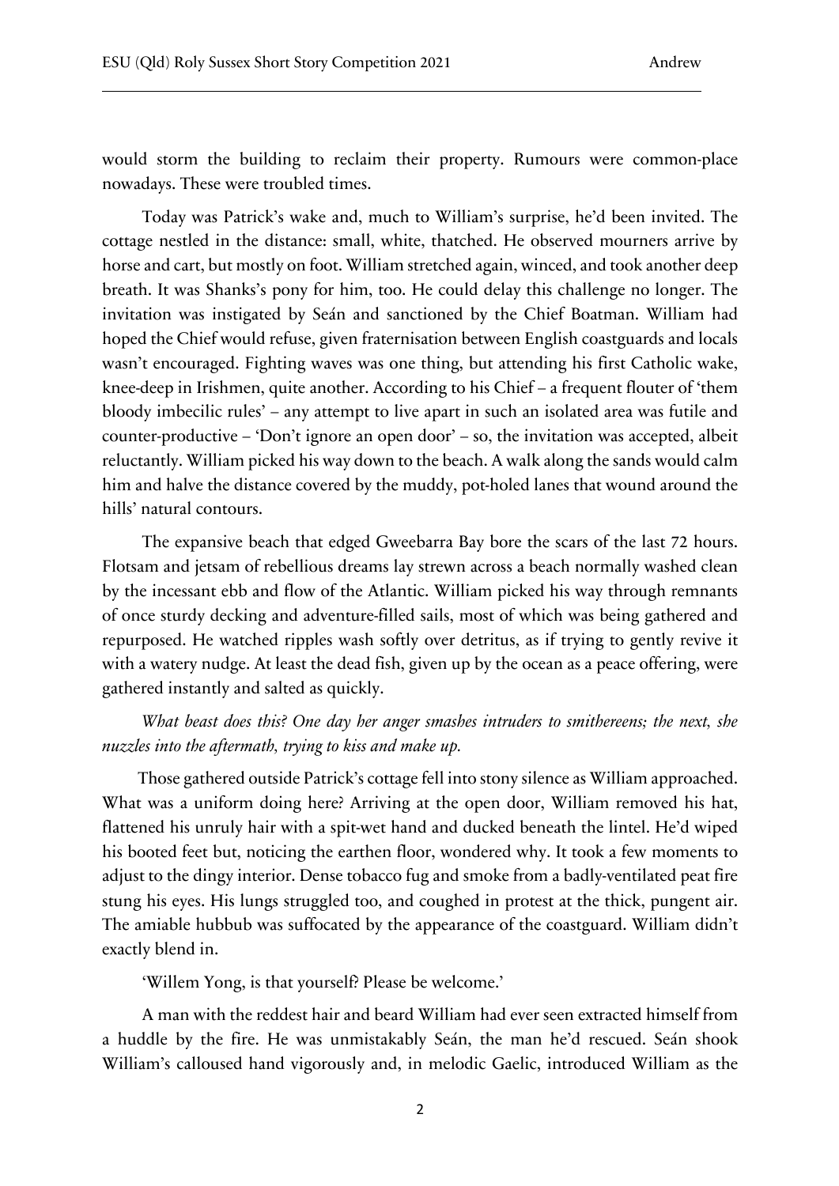would storm the building to reclaim their property. Rumours were common-place nowadays. These were troubled times.

Today was Patrick's wake and, much to William's surprise, he'd been invited. The cottage nestled in the distance: small, white, thatched. He observed mourners arrive by horse and cart, but mostly on foot. William stretched again, winced, and took another deep breath. It was Shanks's pony for him, too. He could delay this challenge no longer. The invitation was instigated by Seán and sanctioned by the Chief Boatman. William had hoped the Chief would refuse, given fraternisation between English coastguards and locals wasn't encouraged. Fighting waves was one thing, but attending his first Catholic wake, knee-deep in Irishmen, quite another. According to his Chief – a frequent flouter of 'them bloody imbecilic rules' – any attempt to live apart in such an isolated area was futile and counter-productive – 'Don't ignore an open door' – so, the invitation was accepted, albeit reluctantly. William picked his way down to the beach. A walk along the sands would calm him and halve the distance covered by the muddy, pot-holed lanes that wound around the hills' natural contours.

The expansive beach that edged Gweebarra Bay bore the scars of the last 72 hours. Flotsam and jetsam of rebellious dreams lay strewn across a beach normally washed clean by the incessant ebb and flow of the Atlantic. William picked his way through remnants of once sturdy decking and adventure-filled sails, most of which was being gathered and repurposed. He watched ripples wash softly over detritus, as if trying to gently revive it with a watery nudge. At least the dead fish, given up by the ocean as a peace offering, were gathered instantly and salted as quickly.

*What beast does this? One day her anger smashes intruders to smithereens; the next, she nuzzles into the aftermath, trying to kiss and make up.*

Those gathered outside Patrick's cottage fell into stony silence as William approached. What was a uniform doing here? Arriving at the open door, William removed his hat, flattened his unruly hair with a spit-wet hand and ducked beneath the lintel. He'd wiped his booted feet but, noticing the earthen floor, wondered why. It took a few moments to adjust to the dingy interior. Dense tobacco fug and smoke from a badly-ventilated peat fire stung his eyes. His lungs struggled too, and coughed in protest at the thick, pungent air. The amiable hubbub was suffocated by the appearance of the coastguard. William didn't exactly blend in.

'Willem Yong, is that yourself? Please be welcome.'

A man with the reddest hair and beard William had ever seen extracted himself from a huddle by the fire. He was unmistakably Seán, the man he'd rescued. Seán shook William's calloused hand vigorously and, in melodic Gaelic, introduced William as the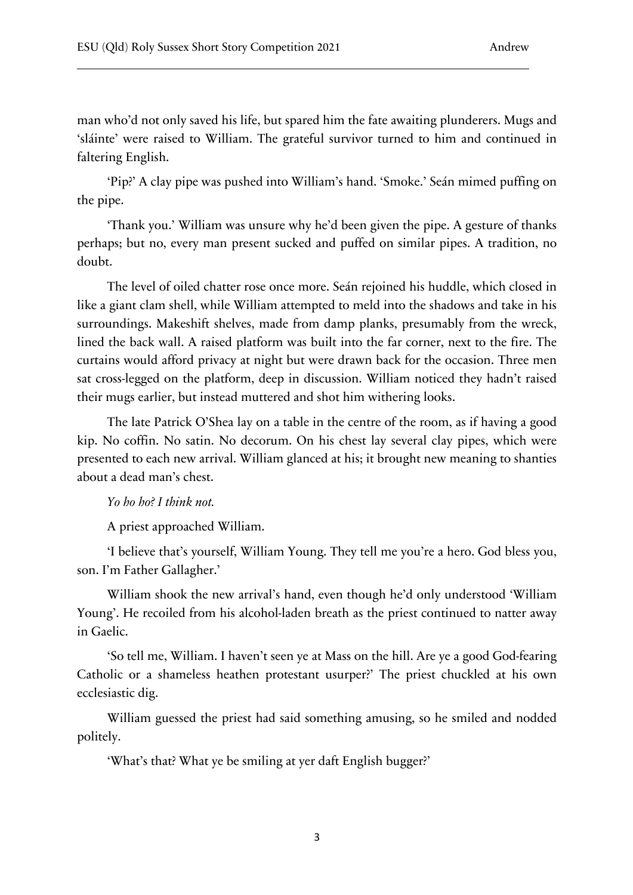man who'd not only saved his life, but spared him the fate awaiting plunderers. Mugs and 'sláinte' were raised to William. The grateful survivor turned to him and continued in faltering English.

'Pip?' A clay pipe was pushed into William's hand. 'Smoke.' Seán mimed puffing on the pipe.

'Thank you.' William was unsure why he'd been given the pipe. A gesture of thanks perhaps; but no, every man present sucked and puffed on similar pipes. A tradition, no doubt.

The level of oiled chatter rose once more. Seán rejoined his huddle, which closed in like a giant clam shell, while William attempted to meld into the shadows and take in his surroundings. Makeshift shelves, made from damp planks, presumably from the wreck, lined the back wall. A raised platform was built into the far corner, next to the fire. The curtains would afford privacy at night but were drawn back for the occasion. Three men sat cross-legged on the platform, deep in discussion. William noticed they hadn't raised their mugs earlier, but instead muttered and shot him withering looks.

The late Patrick O'Shea lay on a table in the centre of the room, as if having a good kip. No coffin. No satin. No decorum. On his chest lay several clay pipes, which were presented to each new arrival. William glanced at his; it brought new meaning to shanties about a dead man's chest.

*Yo ho ho? I think not.*

A priest approached William.

'I believe that's yourself, William Young. They tell me you're a hero. God bless you, son. I'm Father Gallagher.'

William shook the new arrival's hand, even though he'd only understood 'William Young'. He recoiled from his alcohol-laden breath as the priest continued to natter away in Gaelic.

'So tell me, William. I haven't seen ye at Mass on the hill. Are ye a good God-fearing Catholic or a shameless heathen protestant usurper?' The priest chuckled at his own ecclesiastic dig.

William guessed the priest had said something amusing, so he smiled and nodded politely.

'What's that? What ye be smiling at yer daft English bugger?'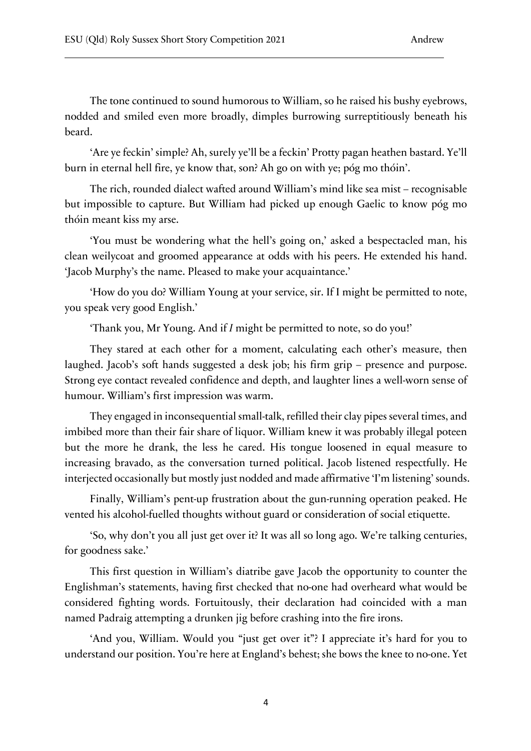The tone continued to sound humorous to William, so he raised his bushy eyebrows, nodded and smiled even more broadly, dimples burrowing surreptitiously beneath his beard.

'Are ye feckin' simple? Ah, surely ye'll be a feckin' Protty pagan heathen bastard. Ye'll burn in eternal hell fire, ye know that, son? Ah go on with ye; póg mo thóin'.

The rich, rounded dialect wafted around William's mind like sea mist – recognisable but impossible to capture. But William had picked up enough Gaelic to know póg mo thóin meant kiss my arse.

'You must be wondering what the hell's going on,' asked a bespectacled man, his clean weilycoat and groomed appearance at odds with his peers. He extended his hand. 'Jacob Murphy's the name. Pleased to make your acquaintance.'

'How do you do? William Young at your service, sir. If I might be permitted to note, you speak very good English.'

'Thank you, Mr Young. And if *I* might be permitted to note, so do you!'

They stared at each other for a moment, calculating each other's measure, then laughed. Jacob's soft hands suggested a desk job; his firm grip – presence and purpose. Strong eye contact revealed confidence and depth, and laughter lines a well-worn sense of humour. William's first impression was warm.

They engaged in inconsequential small-talk, refilled their clay pipes several times, and imbibed more than their fair share of liquor. William knew it was probably illegal poteen but the more he drank, the less he cared. His tongue loosened in equal measure to increasing bravado, as the conversation turned political. Jacob listened respectfully. He interjected occasionally but mostly just nodded and made affirmative 'I'm listening' sounds.

Finally, William's pent-up frustration about the gun-running operation peaked. He vented his alcohol-fuelled thoughts without guard or consideration of social etiquette.

'So, why don't you all just get over it? It was all so long ago. We're talking centuries, for goodness sake.'

This first question in William's diatribe gave Jacob the opportunity to counter the Englishman's statements, having first checked that no-one had overheard what would be considered fighting words. Fortuitously, their declaration had coincided with a man named Padraig attempting a drunken jig before crashing into the fire irons.

'And you, William. Would you "just get over it"? I appreciate it's hard for you to understand our position. You're here at England's behest; she bows the knee to no-one. Yet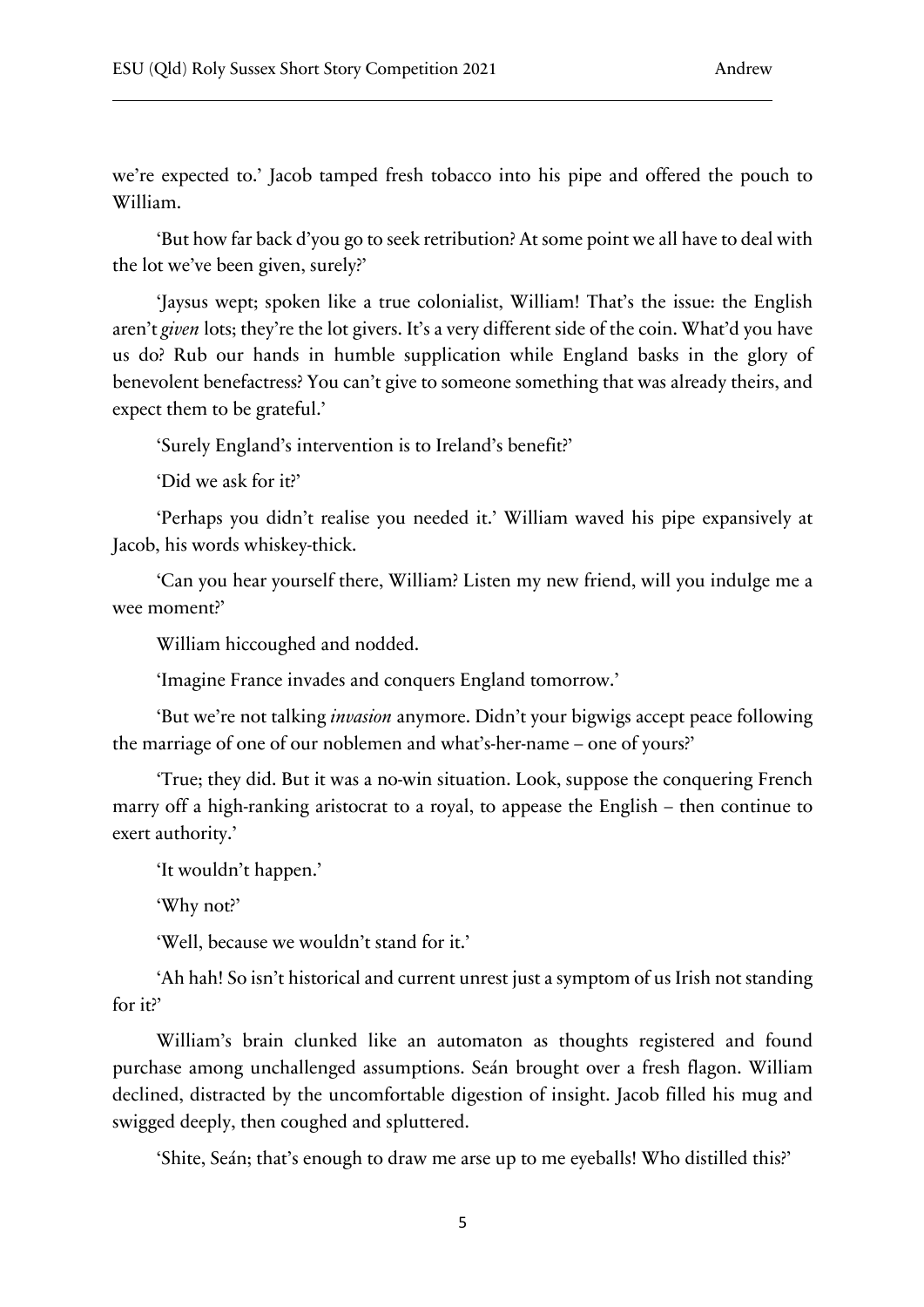we're expected to.' Jacob tamped fresh tobacco into his pipe and offered the pouch to William.

'But how far back d'you go to seek retribution? At some point we all have to deal with the lot we've been given, surely?'

'Jaysus wept; spoken like a true colonialist, William! That's the issue: the English aren't *given* lots; they're the lot givers. It's a very different side of the coin. What'd you have us do? Rub our hands in humble supplication while England basks in the glory of benevolent benefactress? You can't give to someone something that was already theirs, and expect them to be grateful.'

'Surely England's intervention is to Ireland's benefit?'

'Did we ask for it?'

'Perhaps you didn't realise you needed it.' William waved his pipe expansively at Jacob, his words whiskey-thick.

'Can you hear yourself there, William? Listen my new friend, will you indulge me a wee moment?'

William hiccoughed and nodded.

'Imagine France invades and conquers England tomorrow.'

'But we're not talking *invasion* anymore. Didn't your bigwigs accept peace following the marriage of one of our noblemen and what's-her-name – one of yours?'

'True; they did. But it was a no-win situation. Look, suppose the conquering French marry off a high-ranking aristocrat to a royal, to appease the English – then continue to exert authority.'

'It wouldn't happen.'

'Why not?'

'Well, because we wouldn't stand for it.'

'Ah hah! So isn't historical and current unrest just a symptom of us Irish not standing for it?'

William's brain clunked like an automaton as thoughts registered and found purchase among unchallenged assumptions. Seán brought over a fresh flagon. William declined, distracted by the uncomfortable digestion of insight. Jacob filled his mug and swigged deeply, then coughed and spluttered.

'Shite, Seán; that's enough to draw me arse up to me eyeballs! Who distilled this?'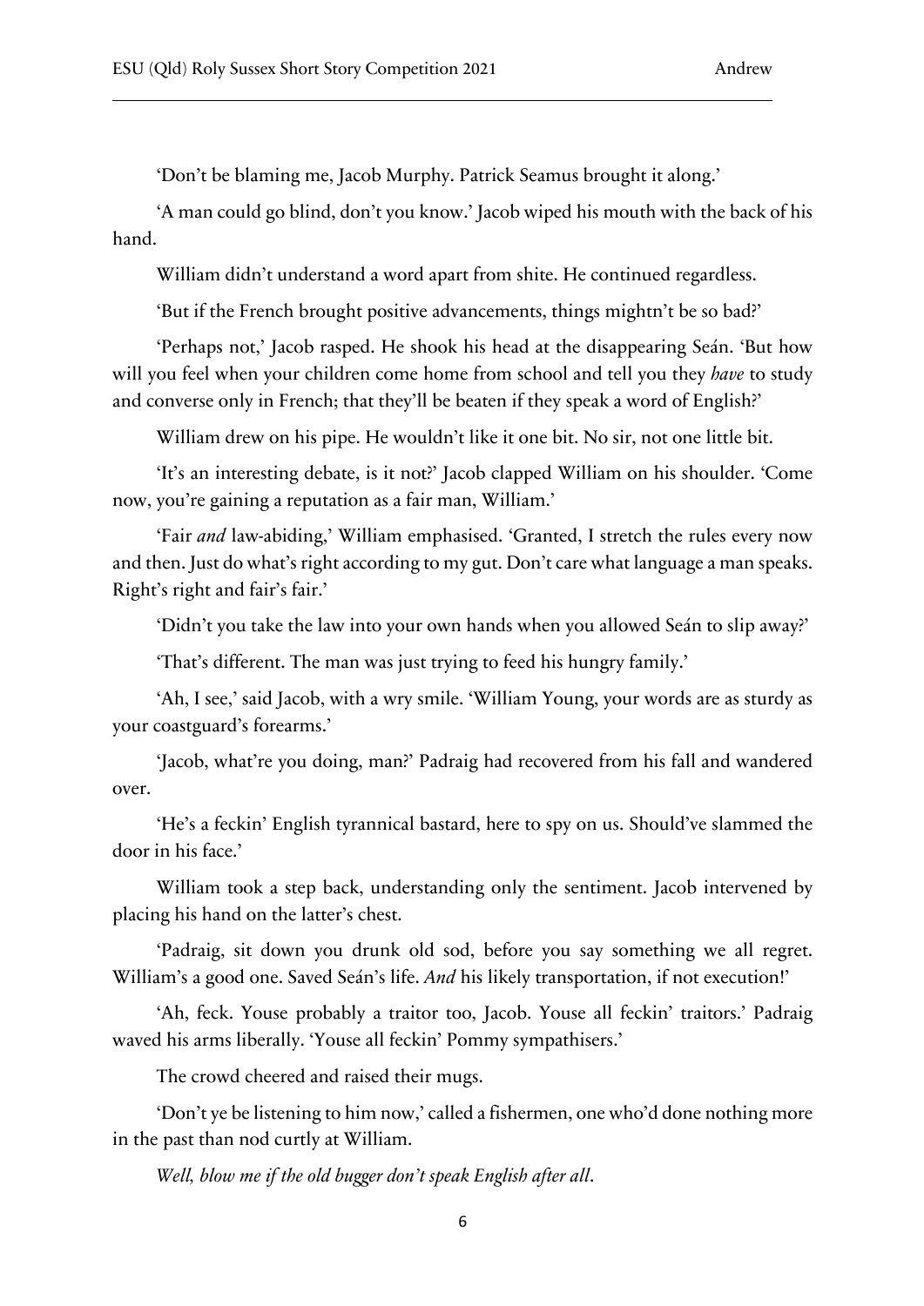'Don't be blaming me, Jacob Murphy. Patrick Seamus brought it along.'

'A man could go blind, don't you know.' Jacob wiped his mouth with the back of his hand.

William didn't understand a word apart from shite. He continued regardless.

'But if the French brought positive advancements, things mightn't be so bad?'

'Perhaps not,' Jacob rasped. He shook his head at the disappearing Seán. 'But how will you feel when your children come home from school and tell you they *have* to study and converse only in French; that they'll be beaten if they speak a word of English?'

William drew on his pipe. He wouldn't like it one bit. No sir, not one little bit.

'It's an interesting debate, is it not?' Jacob clapped William on his shoulder. 'Come now, you're gaining a reputation as a fair man, William.'

'Fair *and* law-abiding,' William emphasised. 'Granted, I stretch the rules every now and then. Just do what's right according to my gut. Don't care what language a man speaks. Right's right and fair's fair.'

'Didn't you take the law into your own hands when you allowed Seán to slip away?'

'That's different. The man was just trying to feed his hungry family.'

'Ah, I see,' said Jacob, with a wry smile. 'William Young, your words are as sturdy as your coastguard's forearms.'

'Jacob, what're you doing, man?' Padraig had recovered from his fall and wandered over.

'He's a feckin' English tyrannical bastard, here to spy on us. Should've slammed the door in his face.'

William took a step back, understanding only the sentiment. Jacob intervened by placing his hand on the latter's chest.

'Padraig, sit down you drunk old sod, before you say something we all regret. William's a good one. Saved Seán's life. *And* his likely transportation, if not execution!'

'Ah, feck. Youse probably a traitor too, Jacob. Youse all feckin' traitors.' Padraig waved his arms liberally. 'Youse all feckin' Pommy sympathisers.'

The crowd cheered and raised their mugs.

'Don't ye be listening to him now,' called a fishermen, one who'd done nothing more in the past than nod curtly at William.

*Well, blow me if the old bugger don't speak English after all.*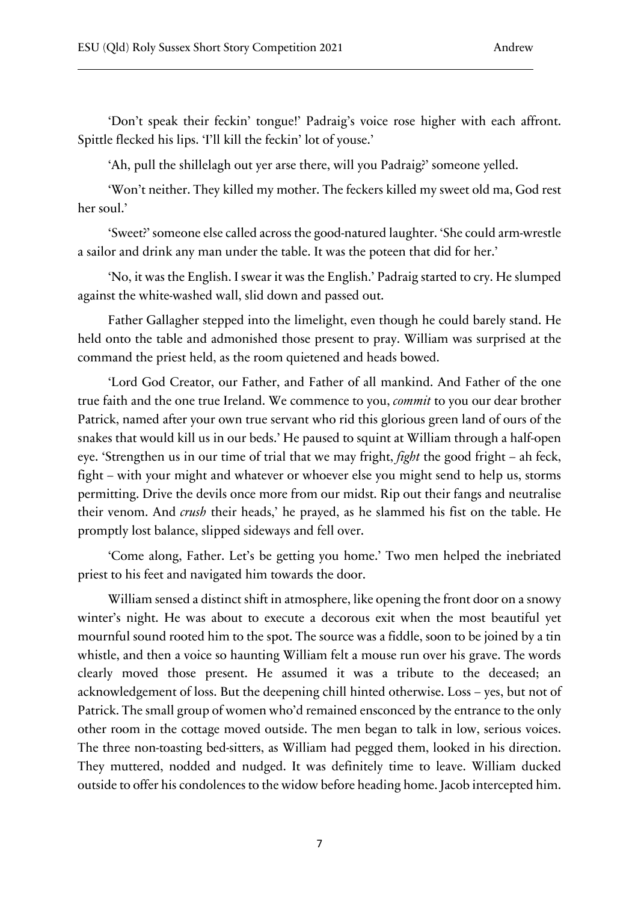'Don't speak their feckin' tongue!' Padraig's voice rose higher with each affront. Spittle flecked his lips. 'I'll kill the feckin' lot of youse.'

'Ah, pull the shillelagh out yer arse there, will you Padraig?' someone yelled.

'Won't neither. They killed my mother. The feckers killed my sweet old ma, God rest her soul.'

'Sweet?' someone else called across the good-natured laughter. 'She could arm-wrestle a sailor and drink any man under the table. It was the poteen that did for her.'

'No, it was the English. I swear it was the English.' Padraig started to cry. He slumped against the white-washed wall, slid down and passed out.

Father Gallagher stepped into the limelight, even though he could barely stand. He held onto the table and admonished those present to pray. William was surprised at the command the priest held, as the room quietened and heads bowed.

'Lord God Creator, our Father, and Father of all mankind. And Father of the one true faith and the one true Ireland. We commence to you, *commit* to you our dear brother Patrick, named after your own true servant who rid this glorious green land of ours of the snakes that would kill us in our beds.' He paused to squint at William through a half-open eye. 'Strengthen us in our time of trial that we may fright, *fight* the good fright – ah feck, fight – with your might and whatever or whoever else you might send to help us, storms permitting. Drive the devils once more from our midst. Rip out their fangs and neutralise their venom. And *crush* their heads,' he prayed, as he slammed his fist on the table. He promptly lost balance, slipped sideways and fell over.

'Come along, Father. Let's be getting you home.' Two men helped the inebriated priest to his feet and navigated him towards the door.

William sensed a distinct shift in atmosphere, like opening the front door on a snowy winter's night. He was about to execute a decorous exit when the most beautiful yet mournful sound rooted him to the spot. The source was a fiddle, soon to be joined by a tin whistle, and then a voice so haunting William felt a mouse run over his grave. The words clearly moved those present. He assumed it was a tribute to the deceased; an acknowledgement of loss. But the deepening chill hinted otherwise. Loss – yes, but not of Patrick. The small group of women who'd remained ensconced by the entrance to the only other room in the cottage moved outside. The men began to talk in low, serious voices. The three non-toasting bed-sitters, as William had pegged them, looked in his direction. They muttered, nodded and nudged. It was definitely time to leave. William ducked outside to offer his condolences to the widow before heading home. Jacob intercepted him.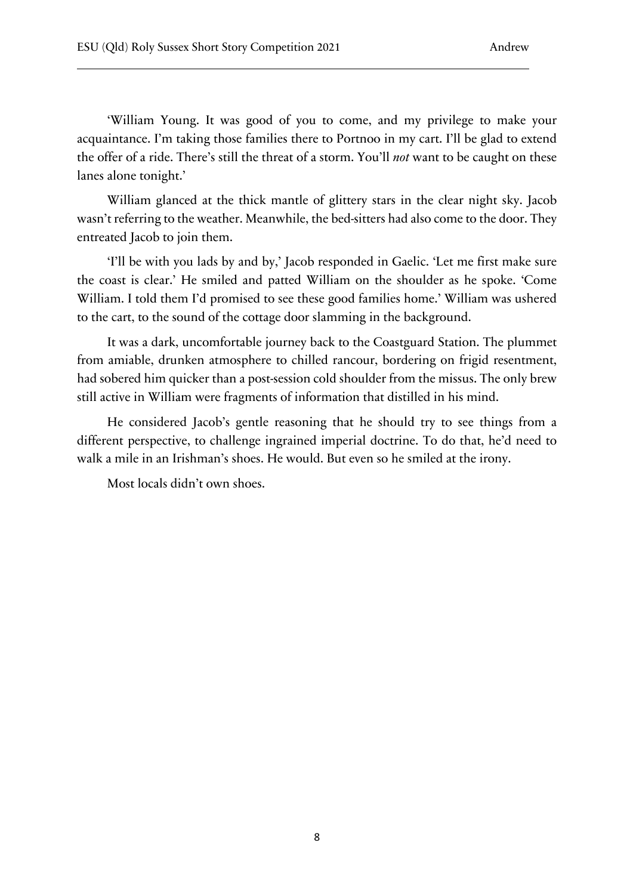'William Young. It was good of you to come, and my privilege to make your acquaintance. I'm taking those families there to Portnoo in my cart. I'll be glad to extend the offer of a ride. There's still the threat of a storm. You'll *not* want to be caught on these lanes alone tonight.'

William glanced at the thick mantle of glittery stars in the clear night sky. Jacob wasn't referring to the weather. Meanwhile, the bed-sitters had also come to the door. They entreated Jacob to join them.

'I'll be with you lads by and by,' Jacob responded in Gaelic. 'Let me first make sure the coast is clear.' He smiled and patted William on the shoulder as he spoke. 'Come William. I told them I'd promised to see these good families home.' William was ushered to the cart, to the sound of the cottage door slamming in the background.

It was a dark, uncomfortable journey back to the Coastguard Station. The plummet from amiable, drunken atmosphere to chilled rancour, bordering on frigid resentment, had sobered him quicker than a post-session cold shoulder from the missus. The only brew still active in William were fragments of information that distilled in his mind.

He considered Jacob's gentle reasoning that he should try to see things from a different perspective, to challenge ingrained imperial doctrine. To do that, he'd need to walk a mile in an Irishman's shoes. He would. But even so he smiled at the irony.

Most locals didn't own shoes.